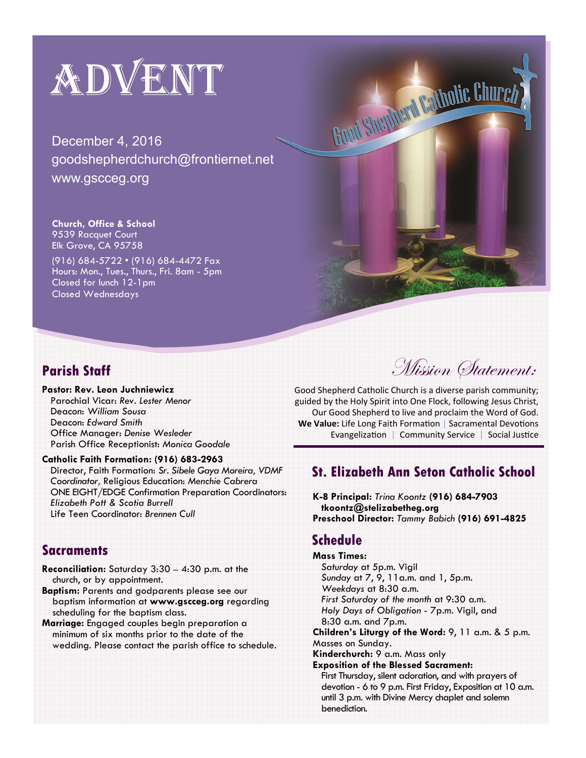# ADVENT

December 4, 2016
goodshepherdchurch@frontiernet.net
www.gscceg.org

Good Shepherd Catholic Church

**Church, Office & School**
9539 Racquet Court
Elk Grove, CA 95758

(916) 684-5722 • (916) 684-4472 Fax
Hours: Mon., Tues., Thurs., Fri. 8am - 5pm
Closed for lunch 12-1pm
Closed Wednesdays

## Parish Staff

**Pastor: Rev. Leon Juchniewicz**
Parochial Vicar: *Rev. Lester Menor*
Deacon: *William Sousa*
Deacon: *Edward Smith*
Office Manager: *Denise Wesleder*
Parish Office Receptionist: *Monica Goodale*

**Catholic Faith Formation: (916) 683-2963**
Director, Faith Formation: *Sr. Sibele Gaya Moreira, VDMF*
*Coordinator,* Religious Education: *Menchie Cabrera*
ONE EIGHT/EDGE Confirmation Preparation Coordinators: *Elizabeth Pott & Scotia Burrell*
Life Teen Coordinator: *Brennen Cull*

## Sacraments

**Reconciliation:** Saturday 3:30 – 4:30 p.m. at the church, or by appointment.
**Baptism:** Parents and godparents please see our baptism information at **www.gscceg.org** regarding scheduling for the baptism class.
**Marriage:** Engaged couples begin preparation a minimum of six months prior to the date of the wedding. Please contact the parish office to schedule.

## *Mission Statement:*

Good Shepherd Catholic Church is a diverse parish community; guided by the Holy Spirit into One Flock, following Jesus Christ, Our Good Shepherd to live and proclaim the Word of God.
**We Value:** Life Long Faith Formation | Sacramental Devotions
Evangelization | Community Service | Social Justice

## St. Elizabeth Ann Seton Catholic School

**K-8 Principal:** *Trina Koontz* **(916) 684-7903**
**tkoontz@stelizabetheg.org**
**Preschool Director:** *Tammy Babich* **(916) 691-4825**

## Schedule

**Mass Times:**
*Saturday* at 5p.m. Vigil
*Sunday* at 7, 9, 11a.m. and 1, 5p.m.
*Weekdays* at 8:30 a.m.
*First Saturday of the month* at 9:30 a.m.
*Holy Days of Obligation* - 7p.m. Vigil, and 8:30 a.m. and 7p.m.

**Children's Liturgy of the Word:** 9, 11 a.m. & 5 p.m. Masses on Sunday.
**Kinderchurch:** 9 a.m. Mass only
**Exposition of the Blessed Sacrament:**
First Thursday, silent adoration, and with prayers of devotion - 6 to 9 p.m. First Friday, Exposition at 10 a.m. until 3 p.m. with Divine Mercy chaplet and solemn benediction.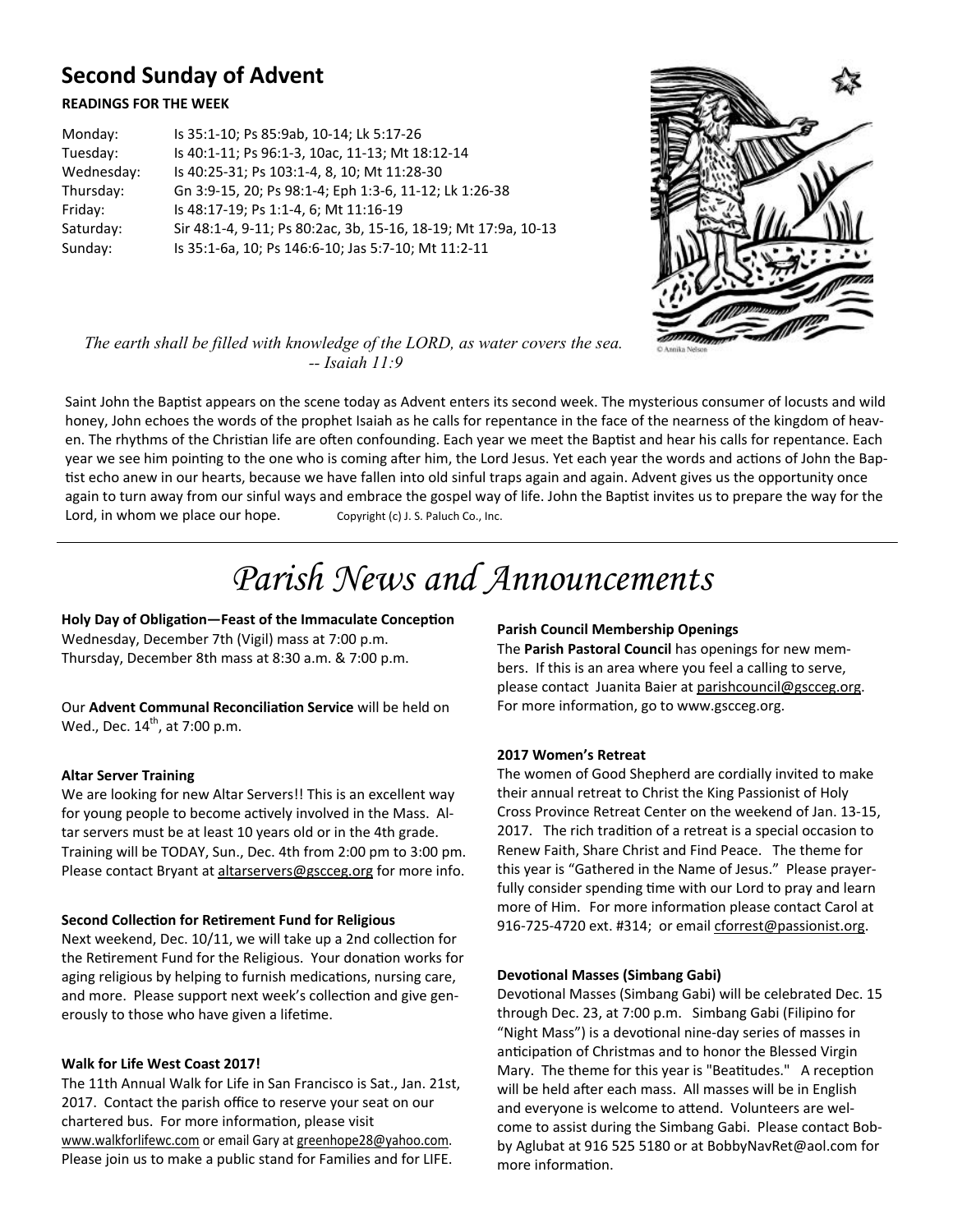## Second Sunday of Advent

**READINGS FOR THE WEEK**

| | |
|---|---|
| Monday: | Is 35:1-10; Ps 85:9ab, 10-14; Lk 5:17-26 |
| Tuesday: | Is 40:1-11; Ps 96:1-3, 10ac, 11-13; Mt 18:12-14 |
| Wednesday: | Is 40:25-31; Ps 103:1-4, 8, 10; Mt 11:28-30 |
| Thursday: | Gn 3:9-15, 20; Ps 98:1-4; Eph 1:3-6, 11-12; Lk 1:26-38 |
| Friday: | Is 48:17-19; Ps 1:1-4, 6; Mt 11:16-19 |
| Saturday: | Sir 48:1-4, 9-11; Ps 80:2ac, 3b, 15-16, 18-19; Mt 17:9a, 10-13 |
| Sunday: | Is 35:1-6a, 10; Ps 146:6-10; Jas 5:7-10; Mt 11:2-11 |

© Annika Nelson

*The earth shall be filled with knowledge of the LORD, as water covers the sea.*
*-- Isaiah 11:9*

Saint John the Baptist appears on the scene today as Advent enters its second week. The mysterious consumer of locusts and wild honey, John echoes the words of the prophet Isaiah as he calls for repentance in the face of the nearness of the kingdom of heaven. The rhythms of the Christian life are often confounding. Each year we meet the Baptist and hear his calls for repentance. Each year we see him pointing to the one who is coming after him, the Lord Jesus. Yet each year the words and actions of John the Baptist echo anew in our hearts, because we have fallen into old sinful traps again and again. Advent gives us the opportunity once again to turn away from our sinful ways and embrace the gospel way of life. John the Baptist invites us to prepare the way for the Lord, in whom we place our hope. Copyright (c) J. S. Paluch Co., Inc.

# *Parish News and Announcements*

**Holy Day of Obligation—Feast of the Immaculate Conception**
Wednesday, December 7th (Vigil) mass at 7:00 p.m.
Thursday, December 8th mass at 8:30 a.m. & 7:00 p.m.

Our **Advent Communal Reconciliation Service** will be held on Wed., Dec. 14th, at 7:00 p.m.

**Altar Server Training**
We are looking for new Altar Servers!! This is an excellent way for young people to become actively involved in the Mass. Altar servers must be at least 10 years old or in the 4th grade. Training will be TODAY, Sun., Dec. 4th from 2:00 pm to 3:00 pm. Please contact Bryant at altarservers@gscceg.org for more info.

**Second Collection for Retirement Fund for Religious**
Next weekend, Dec. 10/11, we will take up a 2nd collection for the Retirement Fund for the Religious. Your donation works for aging religious by helping to furnish medications, nursing care, and more. Please support next week's collection and give generously to those who have given a lifetime.

**Walk for Life West Coast 2017!**
The 11th Annual Walk for Life in San Francisco is Sat., Jan. 21st, 2017. Contact the parish office to reserve your seat on our chartered bus. For more information, please visit www.walkforlifewc.com or email Gary at greenhope28@yahoo.com. Please join us to make a public stand for Families and for LIFE.

**Parish Council Membership Openings**
The **Parish Pastoral Council** has openings for new members. If this is an area where you feel a calling to serve, please contact Juanita Baier at parishcouncil@gscceg.org. For more information, go to www.gscceg.org.

**2017 Women's Retreat**
The women of Good Shepherd are cordially invited to make their annual retreat to Christ the King Passionist of Holy Cross Province Retreat Center on the weekend of Jan. 13-15, 2017. The rich tradition of a retreat is a special occasion to Renew Faith, Share Christ and Find Peace. The theme for this year is "Gathered in the Name of Jesus." Please prayerfully consider spending time with our Lord to pray and learn more of Him. For more information please contact Carol at 916-725-4720 ext. #314; or email cforrest@passionist.org.

**Devotional Masses (Simbang Gabi)**
Devotional Masses (Simbang Gabi) will be celebrated Dec. 15 through Dec. 23, at 7:00 p.m. Simbang Gabi (Filipino for "Night Mass") is a devotional nine-day series of masses in anticipation of Christmas and to honor the Blessed Virgin Mary. The theme for this year is "Beatitudes." A reception will be held after each mass. All masses will be in English and everyone is welcome to attend. Volunteers are welcome to assist during the Simbang Gabi. Please contact Bobby Aglubat at 916 525 5180 or at BobbyNavRet@aol.com for more information.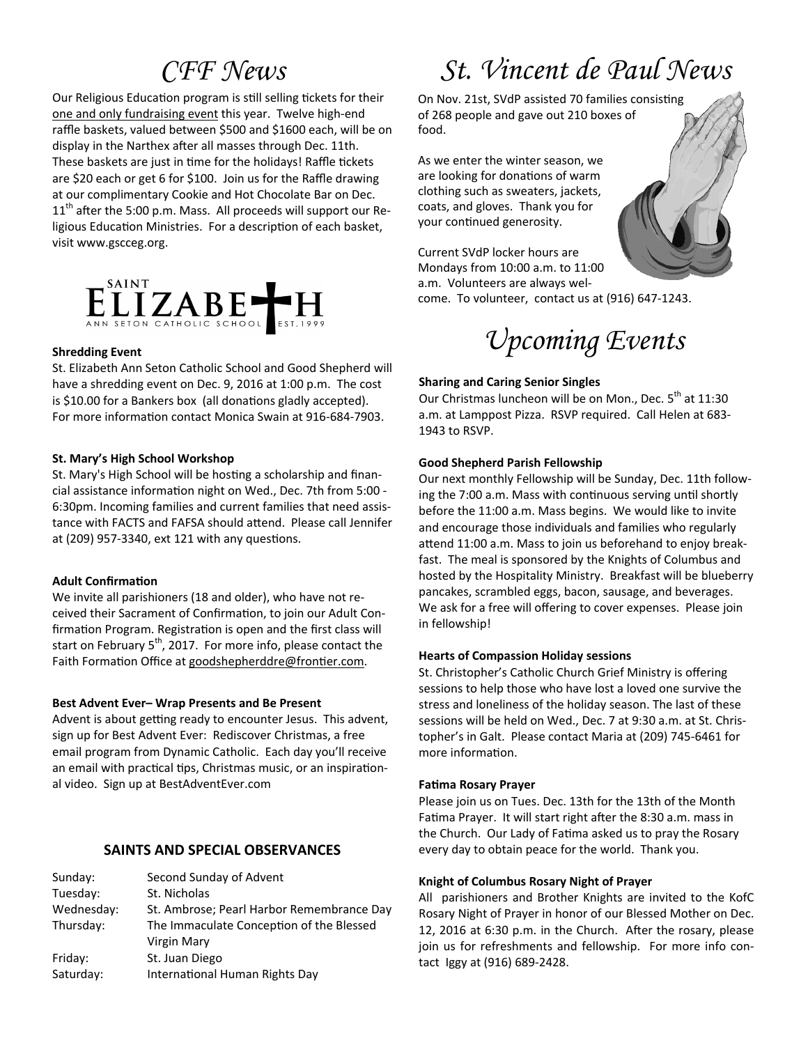# CFF News

Our Religious Education program is still selling tickets for their one and only fundraising event this year. Twelve high-end raffle baskets, valued between \$500 and \$1600 each, will be on display in the Narthex after all masses through Dec. 11th. These baskets are just in time for the holidays! Raffle tickets are \$20 each or get 6 for \$100. Join us for the Raffle drawing at our complimentary Cookie and Hot Chocolate Bar on Dec. 11th after the 5:00 p.m. Mass. All proceeds will support our Religious Education Ministries. For a description of each basket, visit www.gscceg.org.

SAINT ELIZABETH ANN SETON CATHOLIC SCHOOL EST. 1999

**Shredding Event**

St. Elizabeth Ann Seton Catholic School and Good Shepherd will have a shredding event on Dec. 9, 2016 at 1:00 p.m. The cost is \$10.00 for a Bankers box (all donations gladly accepted). For more information contact Monica Swain at 916-684-7903.

**St. Mary's High School Workshop**

St. Mary's High School will be hosting a scholarship and financial assistance information night on Wed., Dec. 7th from 5:00 - 6:30pm. Incoming families and current families that need assistance with FACTS and FAFSA should attend. Please call Jennifer at (209) 957-3340, ext 121 with any questions.

**Adult Confirmation**

We invite all parishioners (18 and older), who have not received their Sacrament of Confirmation, to join our Adult Confirmation Program. Registration is open and the first class will start on February 5th, 2017. For more info, please contact the Faith Formation Office at goodshepherddre@frontier.com.

**Best Advent Ever– Wrap Presents and Be Present**

Advent is about getting ready to encounter Jesus. This advent, sign up for Best Advent Ever: Rediscover Christmas, a free email program from Dynamic Catholic. Each day you'll receive an email with practical tips, Christmas music, or an inspirational video. Sign up at BestAdventEver.com

### SAINTS AND SPECIAL OBSERVANCES

| | |
|---|---|
| Sunday: | Second Sunday of Advent |
| Tuesday: | St. Nicholas |
| Wednesday: | St. Ambrose; Pearl Harbor Remembrance Day |
| Thursday: | The Immaculate Conception of the Blessed Virgin Mary |
| Friday: | St. Juan Diego |
| Saturday: | International Human Rights Day |

# St. Vincent de Paul News

On Nov. 21st, SVdP assisted 70 families consisting of 268 people and gave out 210 boxes of food.

As we enter the winter season, we are looking for donations of warm clothing such as sweaters, jackets, coats, and gloves. Thank you for your continued generosity.

Current SVdP locker hours are Mondays from 10:00 a.m. to 11:00 a.m. Volunteers are always welcome. To volunteer, contact us at (916) 647-1243.

# Upcoming Events

**Sharing and Caring Senior Singles**

Our Christmas luncheon will be on Mon., Dec. 5th at 11:30 a.m. at Lamppost Pizza. RSVP required. Call Helen at 683-1943 to RSVP.

**Good Shepherd Parish Fellowship**

Our next monthly Fellowship will be Sunday, Dec. 11th following the 7:00 a.m. Mass with continuous serving until shortly before the 11:00 a.m. Mass begins. We would like to invite and encourage those individuals and families who regularly attend 11:00 a.m. Mass to join us beforehand to enjoy breakfast. The meal is sponsored by the Knights of Columbus and hosted by the Hospitality Ministry. Breakfast will be blueberry pancakes, scrambled eggs, bacon, sausage, and beverages. We ask for a free will offering to cover expenses. Please join in fellowship!

**Hearts of Compassion Holiday sessions**

St. Christopher's Catholic Church Grief Ministry is offering sessions to help those who have lost a loved one survive the stress and loneliness of the holiday season. The last of these sessions will be held on Wed., Dec. 7 at 9:30 a.m. at St. Christopher's in Galt. Please contact Maria at (209) 745-6461 for more information.

**Fatima Rosary Prayer**

Please join us on Tues. Dec. 13th for the 13th of the Month Fatima Prayer. It will start right after the 8:30 a.m. mass in the Church. Our Lady of Fatima asked us to pray the Rosary every day to obtain peace for the world. Thank you.

**Knight of Columbus Rosary Night of Prayer**

All parishioners and Brother Knights are invited to the KofC Rosary Night of Prayer in honor of our Blessed Mother on Dec. 12, 2016 at 6:30 p.m. in the Church. After the rosary, please join us for refreshments and fellowship. For more info contact Iggy at (916) 689-2428.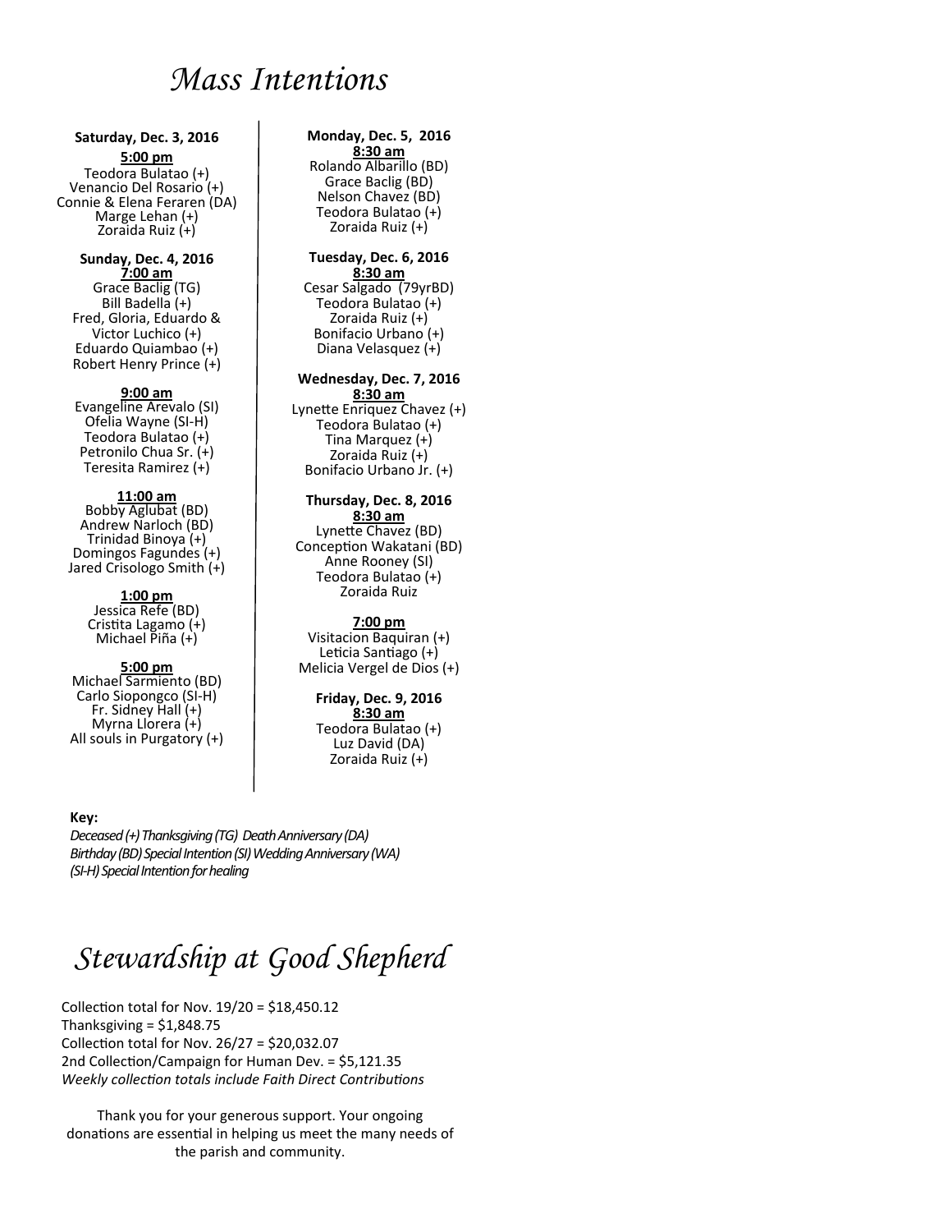# *Mass Intentions*

**Saturday, Dec. 3, 2016**

**5:00 pm**

Teodora Bulatao (+)
Venancio Del Rosario (+)
Connie & Elena Feraren (DA)
Marge Lehan (+)
Zoraida Ruiz (+)

**Sunday, Dec. 4, 2016**

**7:00 am**

Grace Baclig (TG)
Bill Badella (+)
Fred, Gloria, Eduardo & Victor Luchico (+)
Eduardo Quiambao (+)
Robert Henry Prince (+)

**9:00 am**

Evangeline Arevalo (SI)
Ofelia Wayne (SI-H)
Teodora Bulatao (+)
Petronilo Chua Sr. (+)
Teresita Ramirez (+)

**11:00 am**

Bobby Aglubat (BD)
Andrew Narloch (BD)
Trinidad Binoya (+)
Domingos Fagundes (+)
Jared Crisologo Smith (+)

**1:00 pm**

Jessica Refe (BD)
Cristita Lagamo (+)
Michael Piña (+)

**5:00 pm**

Michael Sarmiento (BD)
Carlo Siopongco (SI-H)
Fr. Sidney Hall (+)
Myrna Llorera (+)
All souls in Purgatory (+)

**Monday, Dec. 5, 2016**

**8:30 am**

Rolando Albarillo (BD)
Grace Baclig (BD)
Nelson Chavez (BD)
Teodora Bulatao (+)
Zoraida Ruiz (+)

**Tuesday, Dec. 6, 2016**

**8:30 am**

Cesar Salgado (79yrBD)
Teodora Bulatao (+)
Zoraida Ruiz (+)
Bonifacio Urbano (+)
Diana Velasquez (+)

**Wednesday, Dec. 7, 2016**

**8:30 am**

Lynette Enriquez Chavez (+)
Teodora Bulatao (+)
Tina Marquez (+)
Zoraida Ruiz (+)
Bonifacio Urbano Jr. (+)

**Thursday, Dec. 8, 2016**

**8:30 am**

Lynette Chavez (BD)
Conception Wakatani (BD)
Anne Rooney (SI)
Teodora Bulatao (+)
Zoraida Ruiz

**7:00 pm**

Visitacion Baquiran (+)
Leticia Santiago (+)
Melicia Vergel de Dios (+)

**Friday, Dec. 9, 2016**

**8:30 am**

Teodora Bulatao (+)
Luz David (DA)
Zoraida Ruiz (+)

**Key:**

*Deceased (+) Thanksgiving (TG) Death Anniversary (DA)*
*Birthday (BD) Special Intention (SI) Wedding Anniversary (WA)*
*(SI-H) Special Intention for healing*

# *Stewardship at Good Shepherd*

Collection total for Nov. 19/20 = $18,450.12
Thanksgiving = $1,848.75
Collection total for Nov. 26/27 = $20,032.07
2nd Collection/Campaign for Human Dev. = $5,121.35
*Weekly collection totals include Faith Direct Contributions*

Thank you for your generous support. Your ongoing donations are essential in helping us meet the many needs of the parish and community.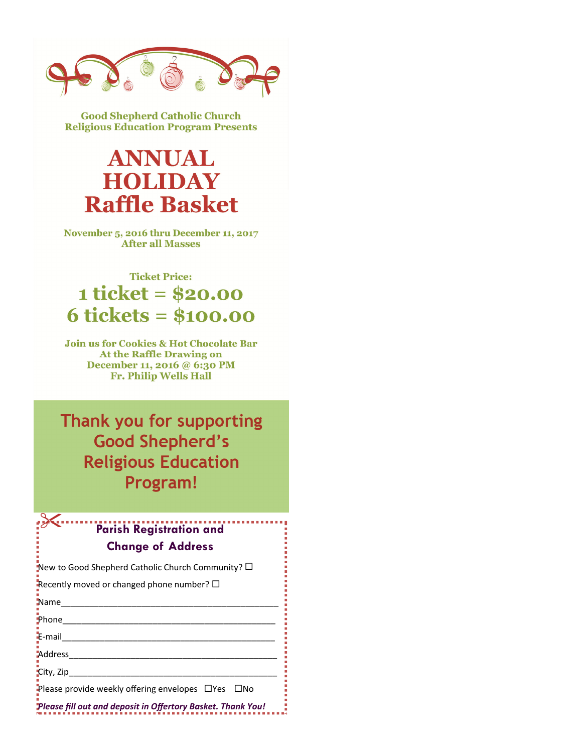Good Shepherd Catholic Church
Religious Education Program Presents

# ANNUAL HOLIDAY Raffle Basket

**November 5, 2016 thru December 11, 2017**
**After all Masses**

**Ticket Price:**

## 1 ticket = $20.00
## 6 tickets = $100.00

**Join us for Cookies & Hot Chocolate Bar**
**At the Raffle Drawing on**
**December 11, 2016 @ 6:30 PM**
**Fr. Philip Wells Hall**

## Thank you for supporting Good Shepherd's Religious Education Program!

### Parish Registration and Change of Address

New to Good Shepherd Catholic Church Community? ☐

Recently moved or changed phone number? ☐

Name_____________________________________________

Phone____________________________________________

E-mail____________________________________________

Address___________________________________________

City, Zip__________________________________________

Please provide weekly offering envelopes ☐Yes ☐No

***Please fill out and deposit in Offertory Basket. Thank You!***